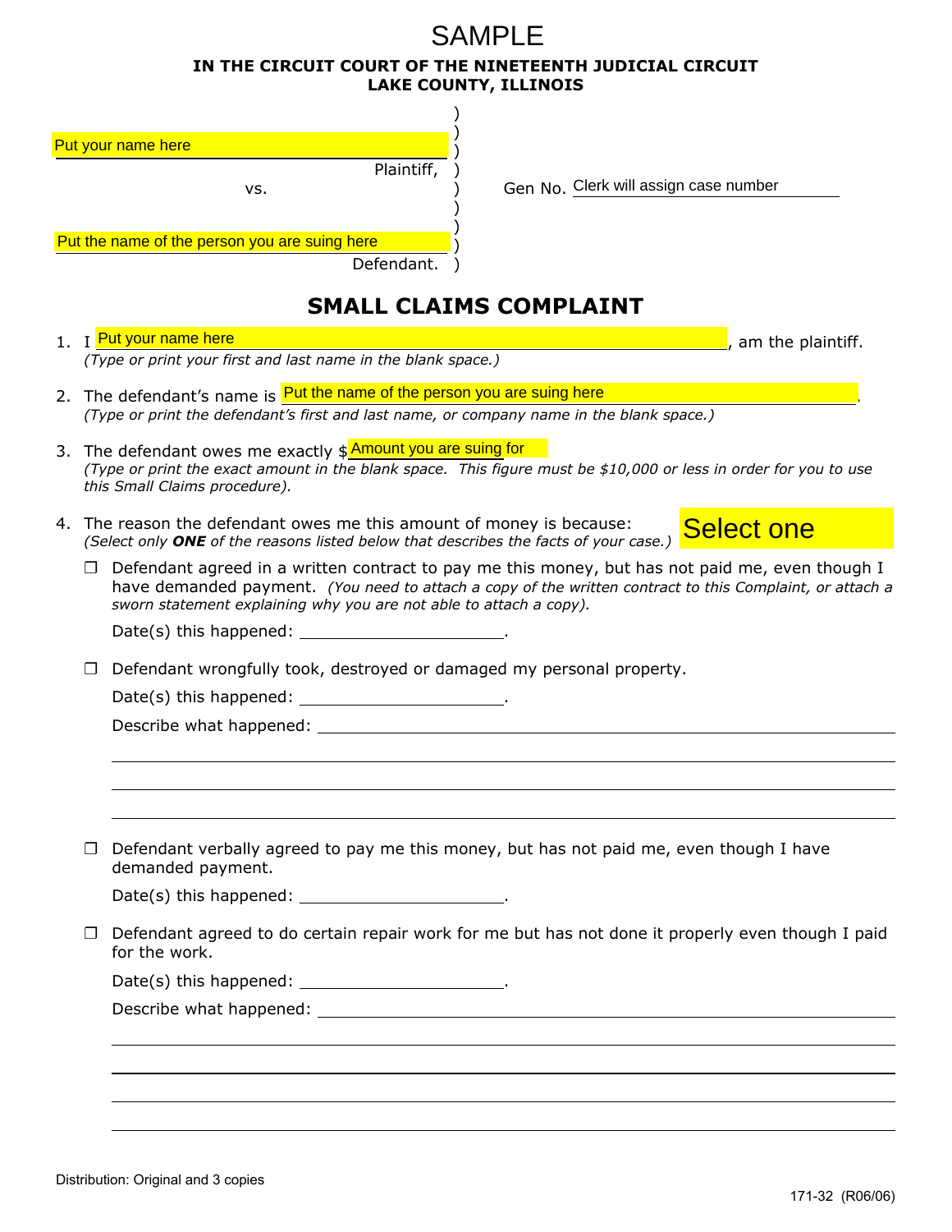SAMPLE

**IN THE CIRCUIT COURT OF THE NINETEENTH JUDICIAL CIRCUIT**
**LAKE COUNTY, ILLINOIS**

Put your name here
Plaintiff,

vs.

Put the name of the person you are suing here
Defendant.

Gen No. Clerk will assign case number

## SMALL CLAIMS COMPLAINT

1. I Put your name here, am the plaintiff.
   *(Type or print your first and last name in the blank space.)*

2. The defendant's name is Put the name of the person you are suing here.
   *(Type or print the defendant's first and last name, or company name in the blank space.)*

3. The defendant owes me exactly $ Amount you are suing for
   *(Type or print the exact amount in the blank space. This figure must be $10,000 or less in order for you to use this Small Claims procedure).*

4. The reason the defendant owes me this amount of money is because: Select one
   *(Select only* ***ONE*** *of the reasons listed below that describes the facts of your case.)*

   ☐ Defendant agreed in a written contract to pay me this money, but has not paid me, even though I have demanded payment. *(You need to attach a copy of the written contract to this Complaint, or attach a sworn statement explaining why you are not able to attach a copy).*

   Date(s) this happened: ______________________.

   ☐ Defendant wrongfully took, destroyed or damaged my personal property.

   Date(s) this happened: ______________________.

   Describe what happened: ______________________________________________

   ☐ Defendant verbally agreed to pay me this money, but has not paid me, even though I have demanded payment.

   Date(s) this happened: ______________________.

   ☐ Defendant agreed to do certain repair work for me but has not done it properly even though I paid for the work.

   Date(s) this happened: ______________________.

   Describe what happened: ______________________________________________

Distribution: Original and 3 copies

171-32 (R06/06)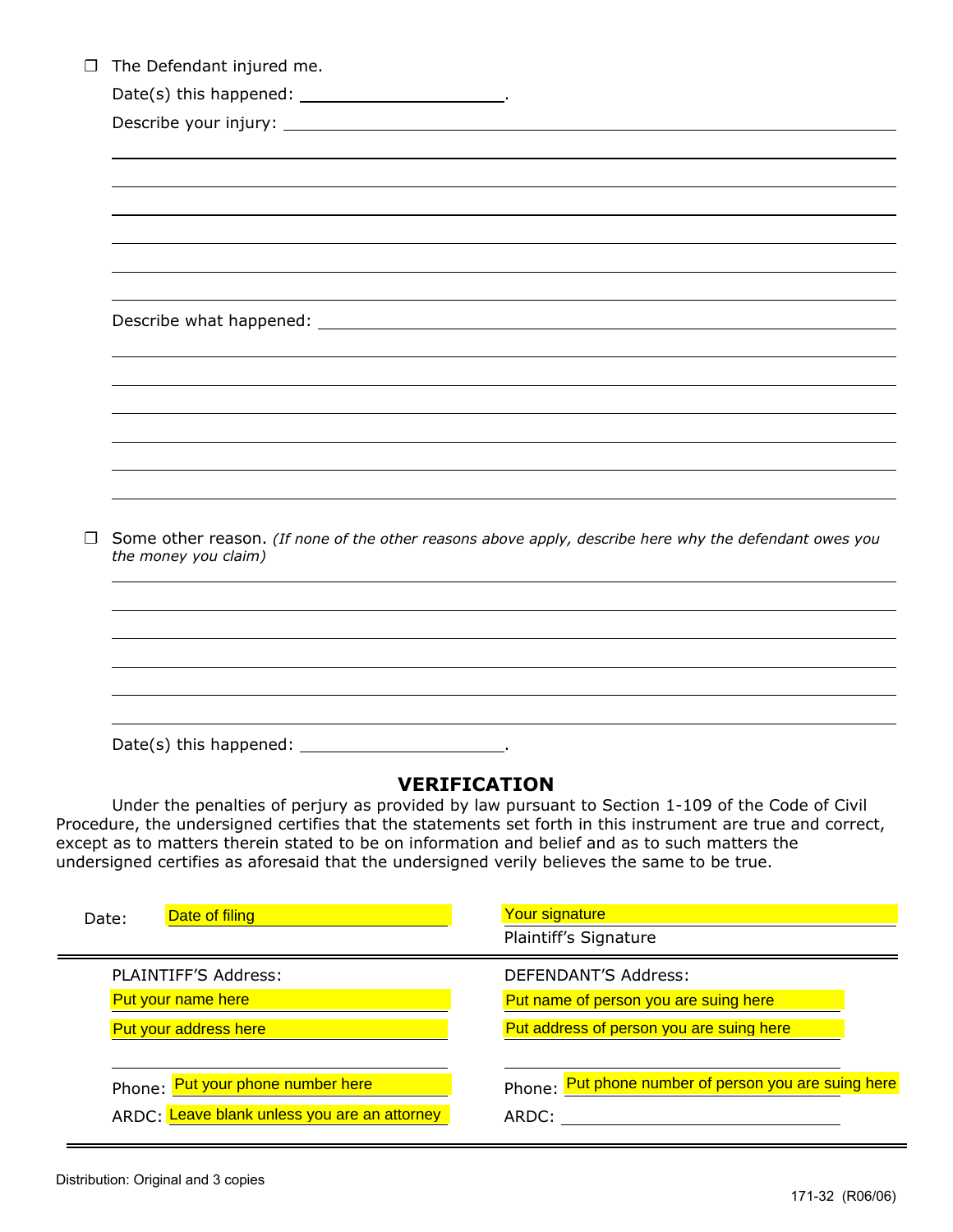❒ The Defendant injured me.

Date(s) this happened: ____________________.

Describe your injury: ______________________________________________

______________________________________________

______________________________________________

______________________________________________

______________________________________________

______________________________________________

______________________________________________

Describe what happened: ______________________________________________

______________________________________________

______________________________________________

______________________________________________

______________________________________________

______________________________________________

______________________________________________

❒ Some other reason. *(If none of the other reasons above apply, describe here why the defendant owes you the money you claim)*

______________________________________________

______________________________________________

______________________________________________

______________________________________________

______________________________________________

______________________________________________

Date(s) this happened: ____________________.

## VERIFICATION

Under the penalties of perjury as provided by law pursuant to Section 1-109 of the Code of Civil Procedure, the undersigned certifies that the statements set forth in this instrument are true and correct, except as to matters therein stated to be on information and belief and as to such matters the undersigned certifies as aforesaid that the undersigned verily believes the same to be true.

Date: Date of filing

Your signature
Plaintiff's Signature

| | |
|---|---|
| PLAINTIFF'S Address: | DEFENDANT'S Address: |
| Put your name here | Put name of person you are suing here |
| Put your address here | Put address of person you are suing here |
| Phone: Put your phone number here | Phone: Put phone number of person you are suing here |
| ARDC: Leave blank unless you are an attorney | ARDC: |

Distribution: Original and 3 copies

171-32 (R06/06)